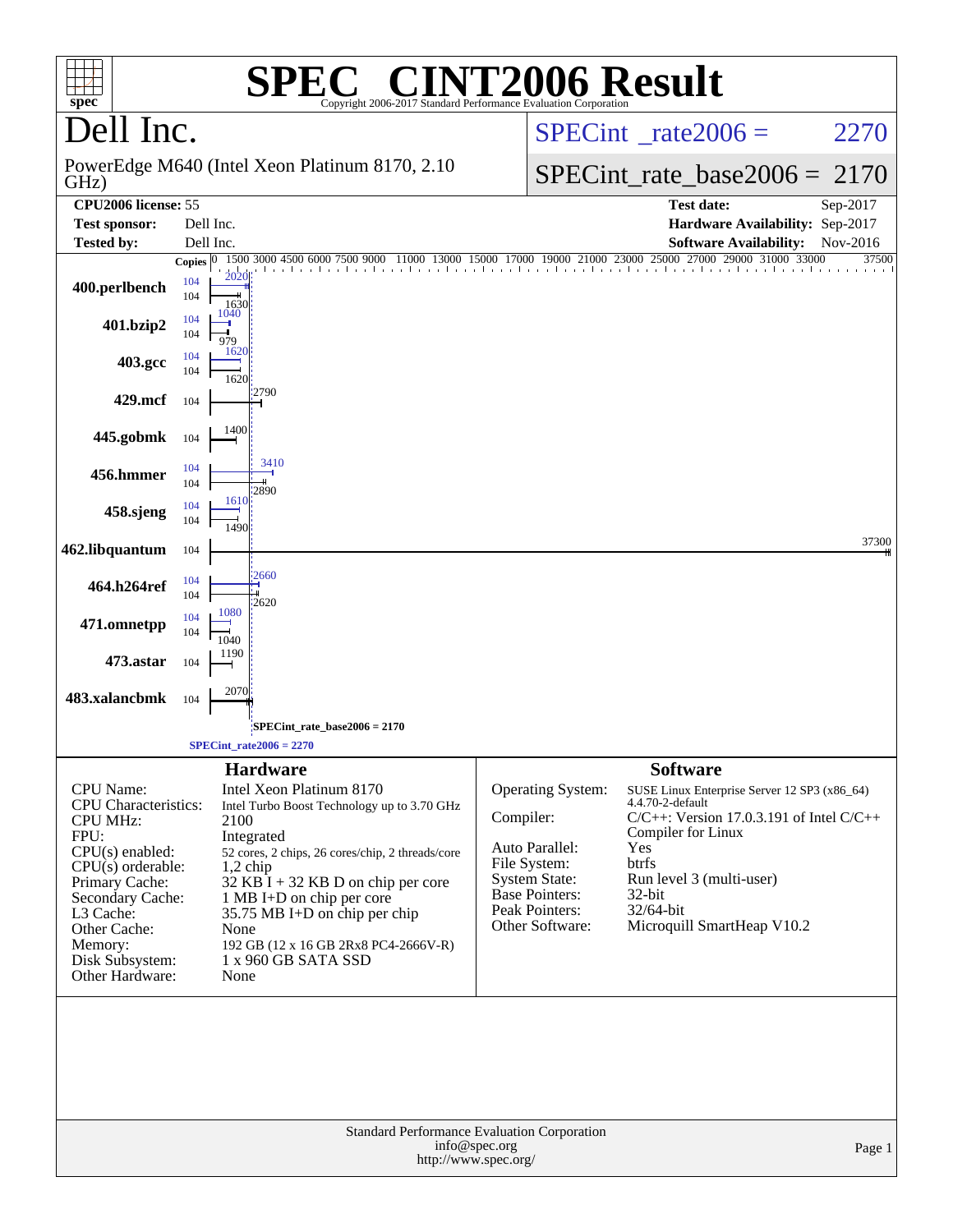# SPEC CINT2006 Result

Copyright 2006-2017 Standard Performance Evaluation Corporation

## Dell Inc.

PowerEdge M640 (Intel Xeon Platinum 8170, 2.10 GHz)

SPECint_rate2006 = 2270

SPECint_rate_base2006 = 2170

| | | | |
|---|---|---|---|
| **CPU2006 license:** | 55 | **Test date:** | Sep-2017 |
| **Test sponsor:** | Dell Inc. | **Hardware Availability:** | Sep-2017 |
| **Tested by:** | Dell Inc. | **Software Availability:** | Nov-2016 |

| Benchmark | Copies (peak) | Peak | Copies (base) | Base |
|---|---|---|---|---|
| 400.perlbench | 104 | 2020 | 104 | 1630 |
| 401.bzip2 | 104 | 1040 | 104 | 979 |
| 403.gcc | 104 | 1620 | 104 | 1620 |
| 429.mcf | | | 104 | 2790 |
| 445.gobmk | | | 104 | 1400 |
| 456.hmmer | 104 | 3410 | 104 | 2890 |
| 458.sjeng | 104 | 1610 | 104 | 1490 |
| 462.libquantum | | | 104 | 37300 |
| 464.h264ref | 104 | 2660 | 104 | 2620 |
| 471.omnetpp | 104 | 1080 | 104 | 1040 |
| 473.astar | | | 104 | 1190 |
| 483.xalancbmk | | | 104 | 2070 |

SPECint_rate_base2006 = 2170

SPECint_rate2006 = 2270

## Hardware

| | |
|---|---|
| CPU Name: | Intel Xeon Platinum 8170 |
| CPU Characteristics: | Intel Turbo Boost Technology up to 3.70 GHz |
| CPU MHz: | 2100 |
| FPU: | Integrated |
| CPU(s) enabled: | 52 cores, 2 chips, 26 cores/chip, 2 threads/core |
| CPU(s) orderable: | 1,2 chip |
| Primary Cache: | 32 KB I + 32 KB D on chip per core |
| Secondary Cache: | 1 MB I+D on chip per core |
| L3 Cache: | 35.75 MB I+D on chip per chip |
| Other Cache: | None |
| Memory: | 192 GB (12 x 16 GB 2Rx8 PC4-2666V-R) |
| Disk Subsystem: | 1 x 960 GB SATA SSD |
| Other Hardware: | None |

## Software

| | |
|---|---|
| Operating System: | SUSE Linux Enterprise Server 12 SP3 (x86_64) 4.4.70-2-default |
| Compiler: | C/C++: Version 17.0.3.191 of Intel C/C++ Compiler for Linux |
| Auto Parallel: | Yes |
| File System: | btrfs |
| System State: | Run level 3 (multi-user) |
| Base Pointers: | 32-bit |
| Peak Pointers: | 32/64-bit |
| Other Software: | Microquill SmartHeap V10.2 |

Standard Performance Evaluation Corporation
info@spec.org
http://www.spec.org/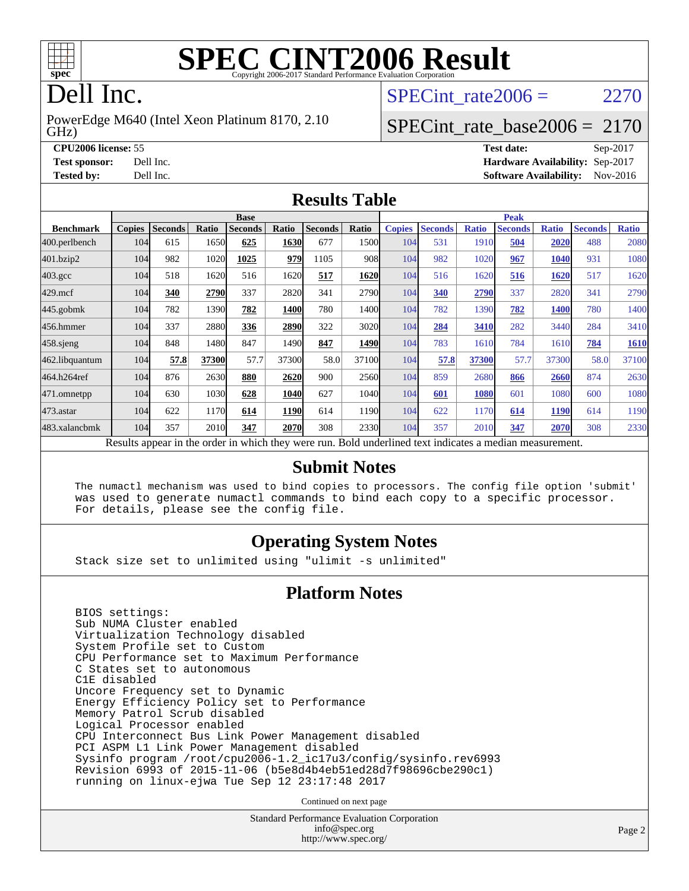# SPEC CINT2006 Result

Copyright 2006-2017 Standard Performance Evaluation Corporation

# Dell Inc.

PowerEdge M640 (Intel Xeon Platinum 8170, 2.10 GHz)

SPECint_rate2006 = 2270

SPECint_rate_base2006 = 2170

**CPU2006 license:** 55
**Test sponsor:** Dell Inc.
**Tested by:** Dell Inc.

**Test date:** Sep-2017
**Hardware Availability:** Sep-2017
**Software Availability:** Nov-2016

## Results Table

| Benchmark | Base | | | | | | | Peak | | | | | | |
|---|---|---|---|---|---|---|---|---|---|---|---|---|---|---|
| | Copies | Seconds | Ratio | Seconds | Ratio | Seconds | Ratio | Copies | Seconds | Ratio | Seconds | Ratio | Seconds | Ratio |
| 400.perlbench | 104 | 615 | 1650 | **625** | **1630** | 677 | 1500 | 104 | 531 | 1910 | **504** | **2020** | 488 | 2080 |
| 401.bzip2 | 104 | 982 | 1020 | **1025** | **979** | 1105 | 908 | 104 | 982 | 1020 | **967** | **1040** | 931 | 1080 |
| 403.gcc | 104 | 518 | 1620 | 516 | 1620 | **517** | **1620** | 104 | 516 | 1620 | **516** | **1620** | 517 | 1620 |
| 429.mcf | 104 | **340** | **2790** | 337 | 2820 | 341 | 2790 | 104 | **340** | **2790** | 337 | 2820 | 341 | 2790 |
| 445.gobmk | 104 | 782 | 1390 | **782** | **1400** | 780 | 1400 | 104 | 782 | 1390 | **782** | **1400** | 780 | 1400 |
| 456.hmmer | 104 | 337 | 2880 | **336** | **2890** | 322 | 3020 | 104 | **284** | **3410** | 282 | 3440 | 284 | 3410 |
| 458.sjeng | 104 | 848 | 1480 | 847 | 1490 | **847** | **1490** | 104 | 783 | 1610 | 784 | 1610 | **784** | **1610** |
| 462.libquantum | 104 | **57.8** | **37300** | 57.7 | 37300 | 58.0 | 37100 | 104 | **57.8** | **37300** | 57.7 | 37300 | 58.0 | 37100 |
| 464.h264ref | 104 | 876 | 2630 | **880** | **2620** | 900 | 2560 | 104 | 859 | 2680 | **866** | **2660** | 874 | 2630 |
| 471.omnetpp | 104 | 630 | 1030 | **628** | **1040** | 627 | 1040 | 104 | **601** | **1080** | 601 | 1080 | 600 | 1080 |
| 473.astar | 104 | 622 | 1170 | **614** | **1190** | 614 | 1190 | 104 | 622 | 1170 | **614** | **1190** | 614 | 1190 |
| 483.xalancbmk | 104 | 357 | 2010 | **347** | **2070** | 308 | 2330 | 104 | 357 | 2010 | **347** | **2070** | 308 | 2330 |

Results appear in the order in which they were run. Bold underlined text indicates a median measurement.

## Submit Notes

```
The numactl mechanism was used to bind copies to processors. The config file option 'submit'
was used to generate numactl commands to bind each copy to a specific processor.
For details, please see the config file.
```

## Operating System Notes

```
Stack size set to unlimited using "ulimit -s unlimited"
```

## Platform Notes

```
BIOS settings:
Sub NUMA Cluster enabled
Virtualization Technology disabled
System Profile set to Custom
CPU Performance set to Maximum Performance
C States set to autonomous
C1E disabled
Uncore Frequency set to Dynamic
Energy Efficiency Policy set to Performance
Memory Patrol Scrub disabled
Logical Processor enabled
CPU Interconnect Bus Link Power Management disabled
PCI ASPM L1 Link Power Management disabled
Sysinfo program /root/cpu2006-1.2_ic17u3/config/sysinfo.rev6993
Revision 6993 of 2015-11-06 (b5e8d4b4eb51ed28d7f98696cbe290c1)
running on linux-ejwa Tue Sep 12 23:17:48 2017
```

Continued on next page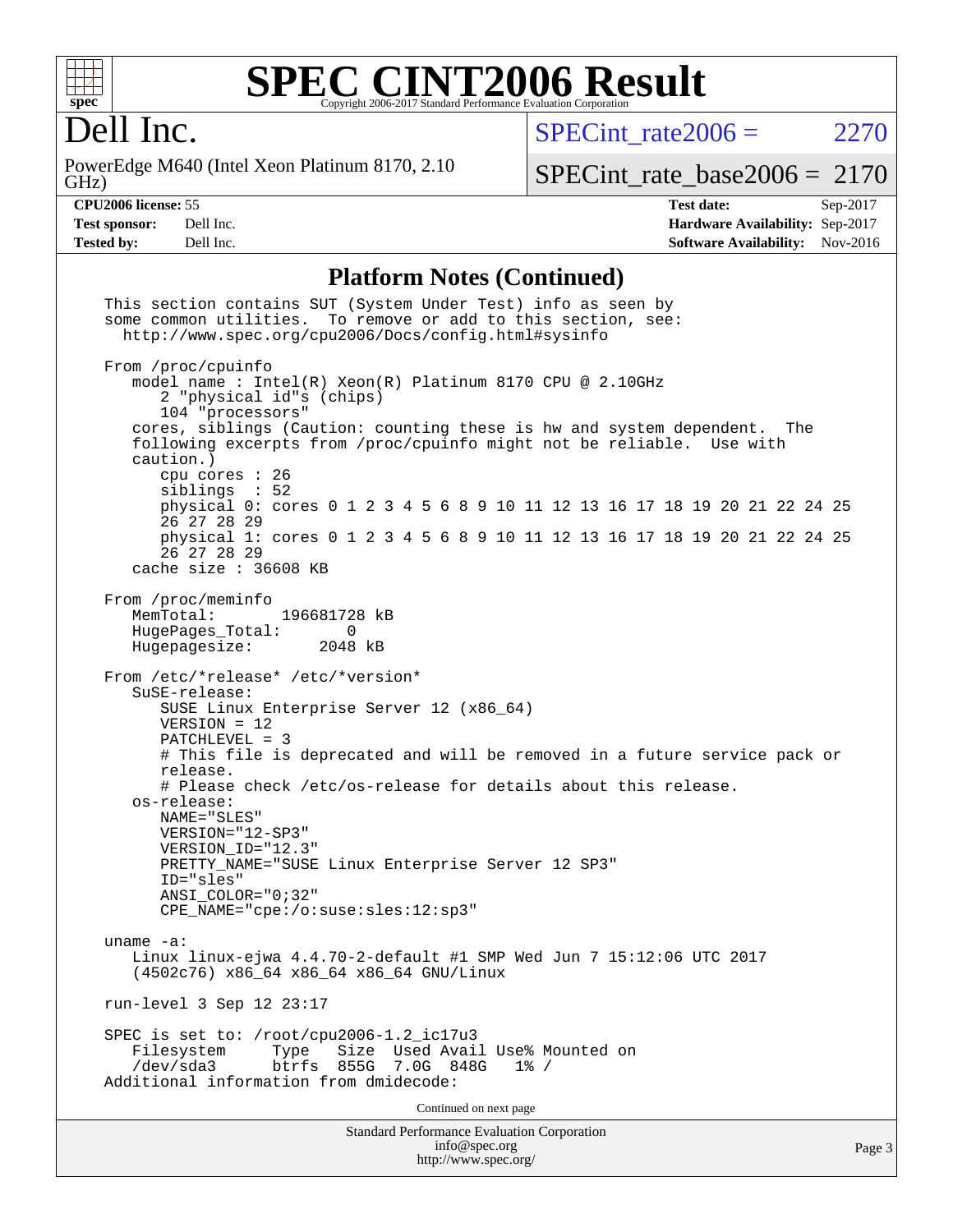# SPEC CINT2006 Result

Copyright 2006-2017 Standard Performance Evaluation Corporation

## Dell Inc.

PowerEdge M640 (Intel Xeon Platinum 8170, 2.10 GHz)

SPECint_rate2006 = 2270

SPECint_rate_base2006 = 2170

**CPU2006 license:** 55
**Test sponsor:** Dell Inc.
**Tested by:** Dell Inc.

**Test date:** Sep-2017
**Hardware Availability:** Sep-2017
**Software Availability:** Nov-2016

### Platform Notes (Continued)

```
This section contains SUT (System Under Test) info as seen by
some common utilities.  To remove or add to this section, see:
  http://www.spec.org/cpu2006/Docs/config.html#sysinfo

From /proc/cpuinfo
   model name : Intel(R) Xeon(R) Platinum 8170 CPU @ 2.10GHz
      2 "physical id"s (chips)
      104 "processors"
   cores, siblings (Caution: counting these is hw and system dependent.  The
   following excerpts from /proc/cpuinfo might not be reliable.  Use with
   caution.)
      cpu cores : 26
      siblings  : 52
      physical 0: cores 0 1 2 3 4 5 6 8 9 10 11 12 13 16 17 18 19 20 21 22 24 25
      26 27 28 29
      physical 1: cores 0 1 2 3 4 5 6 8 9 10 11 12 13 16 17 18 19 20 21 22 24 25
      26 27 28 29
   cache size : 36608 KB

From /proc/meminfo
   MemTotal:       196681728 kB
   HugePages_Total:       0
   Hugepagesize:       2048 kB

From /etc/*release* /etc/*version*
   SuSE-release:
      SUSE Linux Enterprise Server 12 (x86_64)
      VERSION = 12
      PATCHLEVEL = 3
      # This file is deprecated and will be removed in a future service pack or
      release.
      # Please check /etc/os-release for details about this release.
   os-release:
      NAME="SLES"
      VERSION="12-SP3"
      VERSION_ID="12.3"
      PRETTY_NAME="SUSE Linux Enterprise Server 12 SP3"
      ID="sles"
      ANSI_COLOR="0;32"
      CPE_NAME="cpe:/o:suse:sles:12:sp3"

uname -a:
   Linux linux-ejwa 4.4.70-2-default #1 SMP Wed Jun 7 15:12:06 UTC 2017
   (4502c76) x86_64 x86_64 x86_64 GNU/Linux

run-level 3 Sep 12 23:17

SPEC is set to: /root/cpu2006-1.2_ic17u3
   Filesystem     Type   Size  Used Avail Use% Mounted on
   /dev/sda3      btrfs  855G  7.0G  848G   1% /
Additional information from dmidecode:
```

Continued on next page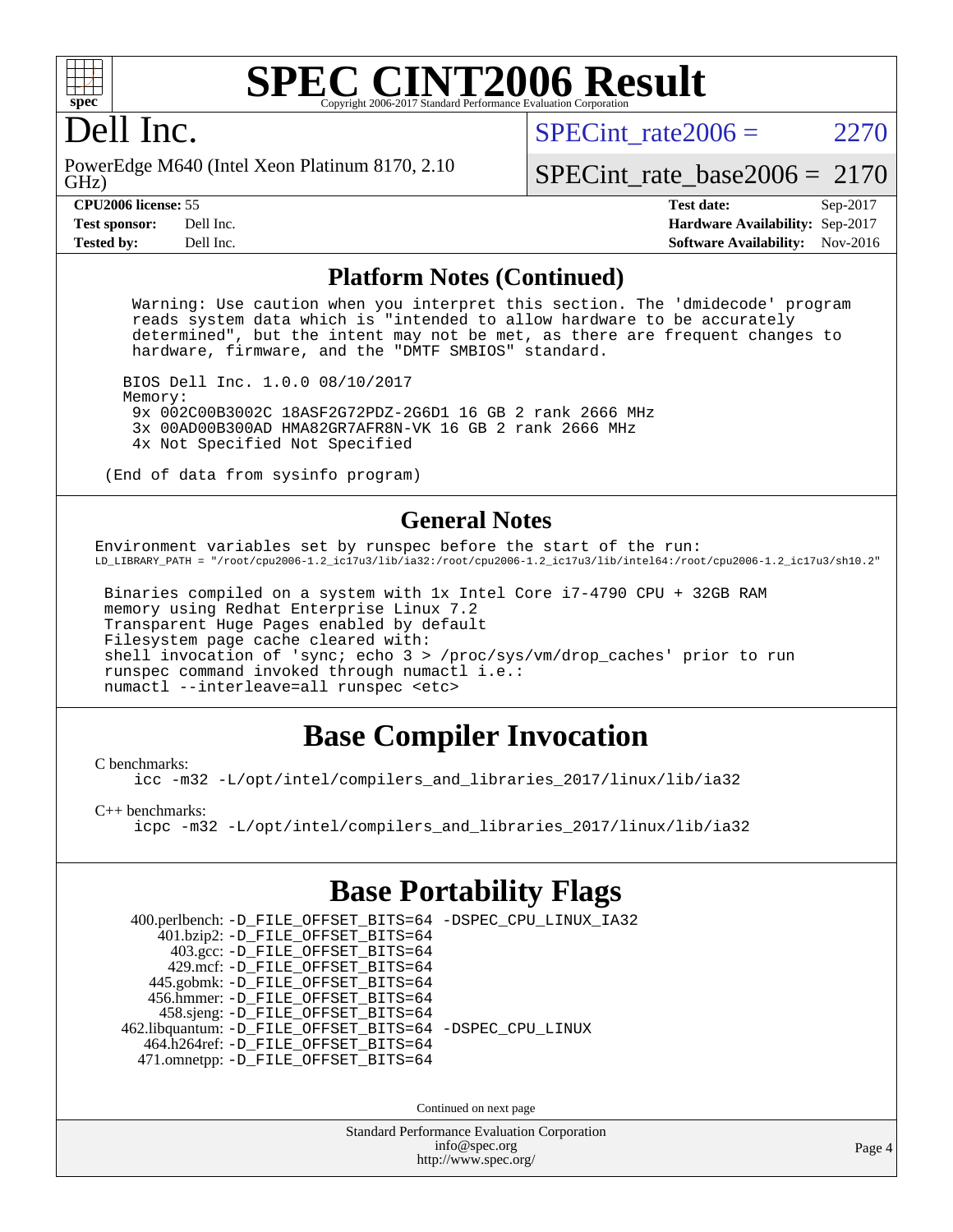# SPEC CINT2006 Result

Copyright 2006-2017 Standard Performance Evaluation Corporation

## Dell Inc.

PowerEdge M640 (Intel Xeon Platinum 8170, 2.10 GHz)

SPECint_rate2006 = 2270

SPECint_rate_base2006 = 2170

| | | | |
|---|---|---|---|
| **CPU2006 license:** | 55 | **Test date:** | Sep-2017 |
| **Test sponsor:** | Dell Inc. | **Hardware Availability:** | Sep-2017 |
| **Tested by:** | Dell Inc. | **Software Availability:** | Nov-2016 |

## Platform Notes (Continued)

```
   Warning: Use caution when you interpret this section. The 'dmidecode' program
   reads system data which is "intended to allow hardware to be accurately
   determined", but the intent may not be met, as there are frequent changes to
   hardware, firmware, and the "DMTF SMBIOS" standard.

  BIOS Dell Inc. 1.0.0 08/10/2017
  Memory:
   9x 002C00B3002C 18ASF2G72PDZ-2G6D1 16 GB 2 rank 2666 MHz
   3x 00AD00B300AD HMA82GR7AFR8N-VK 16 GB 2 rank 2666 MHz
   4x Not Specified Not Specified

(End of data from sysinfo program)
```

## General Notes

```
Environment variables set by runspec before the start of the run:
LD_LIBRARY_PATH = "/root/cpu2006-1.2_ic17u3/lib/ia32:/root/cpu2006-1.2_ic17u3/lib/intel64:/root/cpu2006-1.2_ic17u3/sh10.2"

 Binaries compiled on a system with 1x Intel Core i7-4790 CPU + 32GB RAM
 memory using Redhat Enterprise Linux 7.2
 Transparent Huge Pages enabled by default
 Filesystem page cache cleared with:
 shell invocation of 'sync; echo 3 > /proc/sys/vm/drop_caches' prior to run
 runspec command invoked through numactl i.e.:
 numactl --interleave=all runspec <etc>
```

# Base Compiler Invocation

C benchmarks:

```
icc -m32 -L/opt/intel/compilers_and_libraries_2017/linux/lib/ia32
```

C++ benchmarks:

```
icpc -m32 -L/opt/intel/compilers_and_libraries_2017/linux/lib/ia32
```

# Base Portability Flags

```
   400.perlbench: -D_FILE_OFFSET_BITS=64 -DSPEC_CPU_LINUX_IA32
       401.bzip2: -D_FILE_OFFSET_BITS=64
         403.gcc: -D_FILE_OFFSET_BITS=64
         429.mcf: -D_FILE_OFFSET_BITS=64
       445.gobmk: -D_FILE_OFFSET_BITS=64
       456.hmmer: -D_FILE_OFFSET_BITS=64
       458.sjeng: -D_FILE_OFFSET_BITS=64
  462.libquantum: -D_FILE_OFFSET_BITS=64 -DSPEC_CPU_LINUX
     464.h264ref: -D_FILE_OFFSET_BITS=64
     471.omnetpp: -D_FILE_OFFSET_BITS=64
```

Continued on next page

Standard Performance Evaluation Corporation
info@spec.org
http://www.spec.org/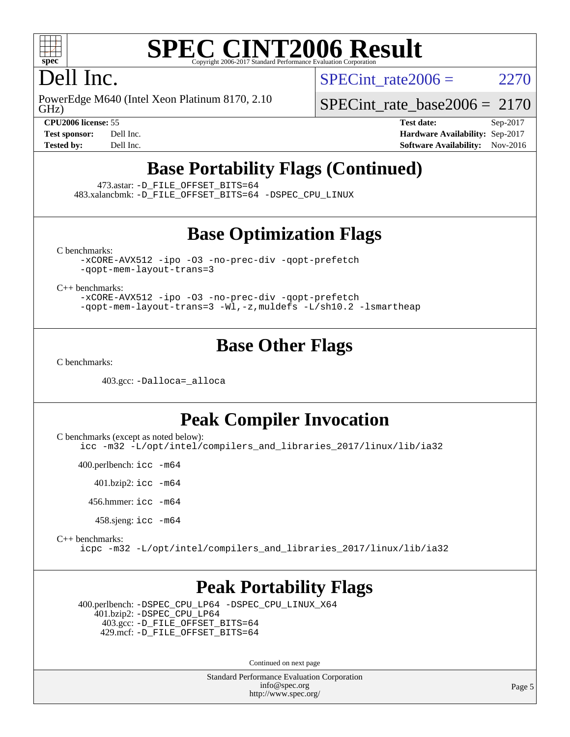# SPEC CINT2006 Result

Copyright 2006-2017 Standard Performance Evaluation Corporation

# Dell Inc.

PowerEdge M640 (Intel Xeon Platinum 8170, 2.10 GHz)

SPECint_rate2006 = 2270

SPECint_rate_base2006 = 2170

| | | | |
|---|---|---|---|
| **CPU2006 license:** 55 | | **Test date:** | Sep-2017 |
| **Test sponsor:** | Dell Inc. | **Hardware Availability:** | Sep-2017 |
| **Tested by:** | Dell Inc. | **Software Availability:** | Nov-2016 |

## Base Portability Flags (Continued)

473.astar: -D_FILE_OFFSET_BITS=64
483.xalancbmk: -D_FILE_OFFSET_BITS=64 -DSPEC_CPU_LINUX

## Base Optimization Flags

C benchmarks:
```
-xCORE-AVX512 -ipo -O3 -no-prec-div -qopt-prefetch
-qopt-mem-layout-trans=3
```

C++ benchmarks:
```
-xCORE-AVX512 -ipo -O3 -no-prec-div -qopt-prefetch
-qopt-mem-layout-trans=3 -Wl,-z,muldefs -L/sh10.2 -lsmartheap
```

## Base Other Flags

C benchmarks:

403.gcc: -Dalloca=_alloca

## Peak Compiler Invocation

C benchmarks (except as noted below):
```
icc -m32 -L/opt/intel/compilers_and_libraries_2017/linux/lib/ia32
```

400.perlbench: icc -m64

401.bzip2: icc -m64

456.hmmer: icc -m64

458.sjeng: icc -m64

C++ benchmarks:
```
icpc -m32 -L/opt/intel/compilers_and_libraries_2017/linux/lib/ia32
```

## Peak Portability Flags

400.perlbench: -DSPEC_CPU_LP64 -DSPEC_CPU_LINUX_X64
401.bzip2: -DSPEC_CPU_LP64
403.gcc: -D_FILE_OFFSET_BITS=64
429.mcf: -D_FILE_OFFSET_BITS=64

Continued on next page

Standard Performance Evaluation Corporation
info@spec.org
http://www.spec.org/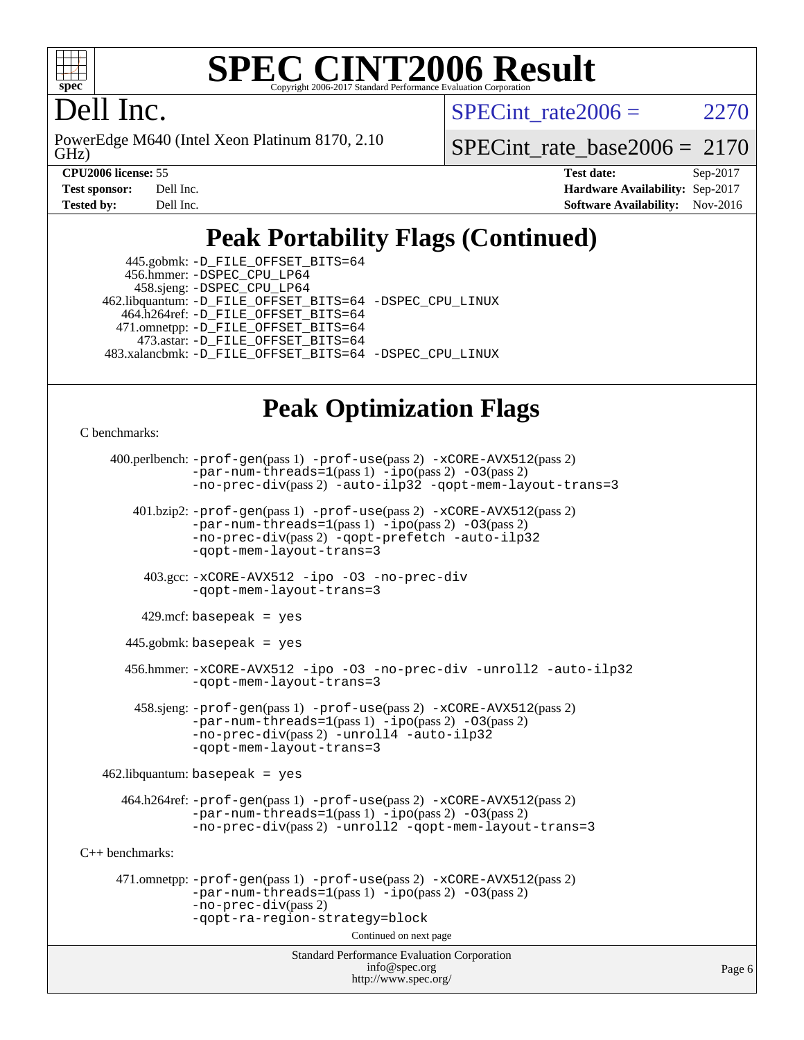# SPEC CINT2006 Result

Copyright 2006-2017 Standard Performance Evaluation Corporation

## Dell Inc.

PowerEdge M640 (Intel Xeon Platinum 8170, 2.10 GHz)

SPECint_rate2006 = 2270

SPECint_rate_base2006 = 2170

| | | | |
|---|---|---|---|
| **CPU2006 license:** 55 | | **Test date:** | Sep-2017 |
| **Test sponsor:** | Dell Inc. | **Hardware Availability:** | Sep-2017 |
| **Tested by:** | Dell Inc. | **Software Availability:** | Nov-2016 |

## Peak Portability Flags (Continued)

445.gobmk: -D_FILE_OFFSET_BITS=64
456.hmmer: -DSPEC_CPU_LP64
458.sjeng: -DSPEC_CPU_LP64
462.libquantum: -D_FILE_OFFSET_BITS=64 -DSPEC_CPU_LINUX
464.h264ref: -D_FILE_OFFSET_BITS=64
471.omnetpp: -D_FILE_OFFSET_BITS=64
473.astar: -D_FILE_OFFSET_BITS=64
483.xalancbmk: -D_FILE_OFFSET_BITS=64 -DSPEC_CPU_LINUX

## Peak Optimization Flags

C benchmarks:

400.perlbench: -prof-gen(pass 1) -prof-use(pass 2) -xCORE-AVX512(pass 2) -par-num-threads=1(pass 1) -ipo(pass 2) -O3(pass 2) -no-prec-div(pass 2) -auto-ilp32 -qopt-mem-layout-trans=3

401.bzip2: -prof-gen(pass 1) -prof-use(pass 2) -xCORE-AVX512(pass 2) -par-num-threads=1(pass 1) -ipo(pass 2) -O3(pass 2) -no-prec-div(pass 2) -qopt-prefetch -auto-ilp32 -qopt-mem-layout-trans=3

403.gcc: -xCORE-AVX512 -ipo -O3 -no-prec-div -qopt-mem-layout-trans=3

429.mcf: basepeak = yes

445.gobmk: basepeak = yes

456.hmmer: -xCORE-AVX512 -ipo -O3 -no-prec-div -unroll2 -auto-ilp32 -qopt-mem-layout-trans=3

458.sjeng: -prof-gen(pass 1) -prof-use(pass 2) -xCORE-AVX512(pass 2) -par-num-threads=1(pass 1) -ipo(pass 2) -O3(pass 2) -no-prec-div(pass 2) -unroll4 -auto-ilp32 -qopt-mem-layout-trans=3

462.libquantum: basepeak = yes

464.h264ref: -prof-gen(pass 1) -prof-use(pass 2) -xCORE-AVX512(pass 2) -par-num-threads=1(pass 1) -ipo(pass 2) -O3(pass 2) -no-prec-div(pass 2) -unroll2 -qopt-mem-layout-trans=3

C++ benchmarks:

471.omnetpp: -prof-gen(pass 1) -prof-use(pass 2) -xCORE-AVX512(pass 2) -par-num-threads=1(pass 1) -ipo(pass 2) -O3(pass 2) -no-prec-div(pass 2) -qopt-ra-region-strategy=block

Continued on next page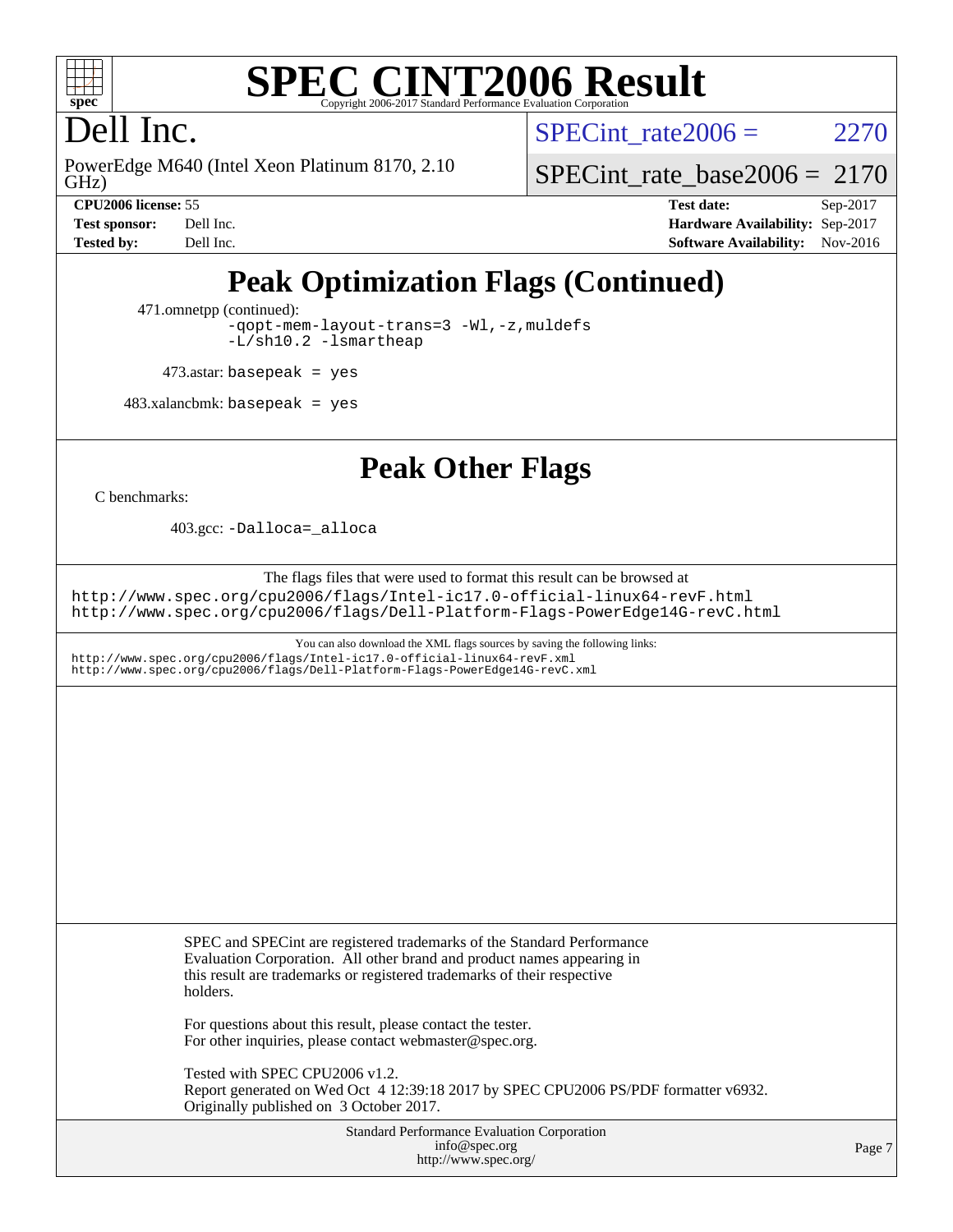# Peak Optimization Flags (Continued)

471.omnetpp (continued):

```
-qopt-mem-layout-trans=3 -Wl,-z,muldefs
-L/sh10.2 -lsmartheap
```

473.astar: `basepeak = yes`

483.xalancbmk: `basepeak = yes`

# Peak Other Flags

C benchmarks:

403.gcc: `-Dalloca=_alloca`

The flags files that were used to format this result can be browsed at

http://www.spec.org/cpu2006/flags/Intel-ic17.0-official-linux64-revF.html
http://www.spec.org/cpu2006/flags/Dell-Platform-Flags-PowerEdge14G-revC.html

You can also download the XML flags sources by saving the following links:

http://www.spec.org/cpu2006/flags/Intel-ic17.0-official-linux64-revF.xml
http://www.spec.org/cpu2006/flags/Dell-Platform-Flags-PowerEdge14G-revC.xml

SPEC and SPECint are registered trademarks of the Standard Performance Evaluation Corporation. All other brand and product names appearing in this result are trademarks or registered trademarks of their respective holders.

For questions about this result, please contact the tester.
For other inquiries, please contact webmaster@spec.org.

Tested with SPEC CPU2006 v1.2.
Report generated on Wed Oct 4 12:39:18 2017 by SPEC CPU2006 PS/PDF formatter v6932.
Originally published on 3 October 2017.